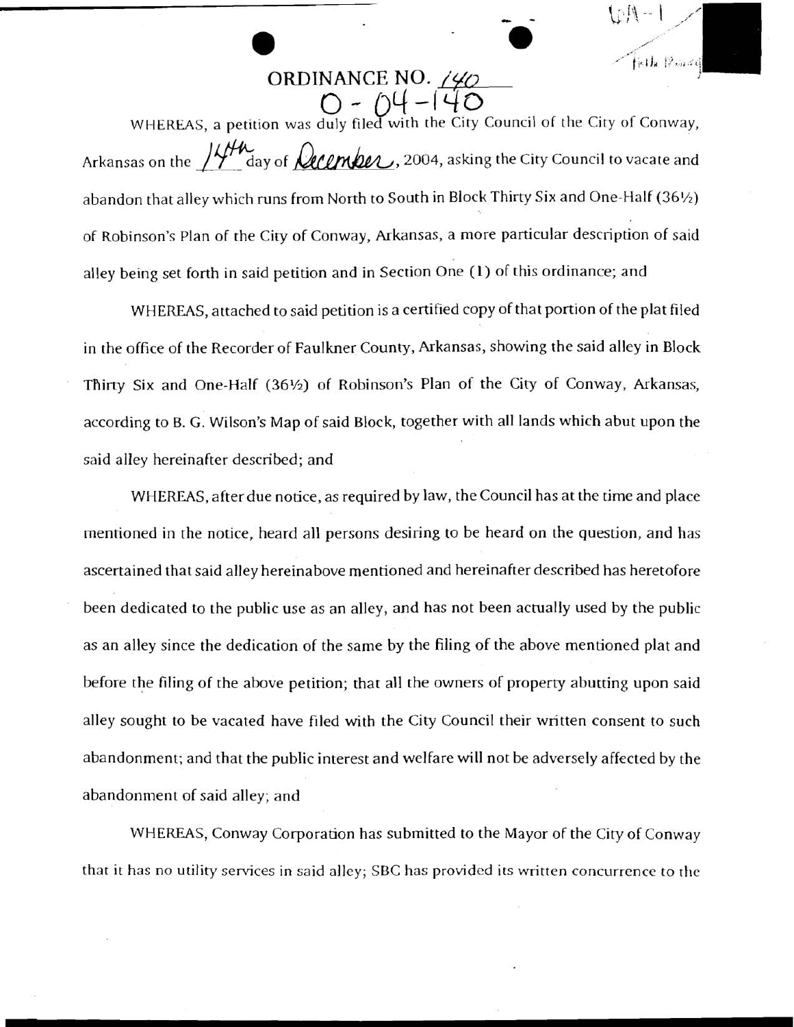# ORDINANCE NO. 140

## O-04-140

WHEREAS, a petition was duly filed with the City Council of the City of Conway, Arkansas on the 14th day of December, 2004, asking the City Council to vacate and abandon that alley which runs from North to South in Block Thirty Six and One-Half (36½) of Robinson's Plan of the City of Conway, Arkansas, a more particular description of said alley being set forth in said petition and in Section One (1) of this ordinance; and

WHEREAS, attached to said petition is a certified copy of that portion of the plat filed in the office of the Recorder of Faulkner County, Arkansas, showing the said alley in Block Thirty Six and One-Half (36½) of Robinson's Plan of the City of Conway, Arkansas, according to B. G. Wilson's Map of said Block, together with all lands which abut upon the said alley hereinafter described; and

WHEREAS, after due notice, as required by law, the Council has at the time and place mentioned in the notice, heard all persons desiring to be heard on the question, and has ascertained that said alley hereinabove mentioned and hereinafter described has heretofore been dedicated to the public use as an alley, and has not been actually used by the public as an alley since the dedication of the same by the filing of the above mentioned plat and before the filing of the above petition; that all the owners of property abutting upon said alley sought to be vacated have filed with the City Council their written consent to such abandonment; and that the public interest and welfare will not be adversely affected by the abandonment of said alley; and

WHEREAS, Conway Corporation has submitted to the Mayor of the City of Conway that it has no utility services in said alley; SBC has provided its written concurrence to the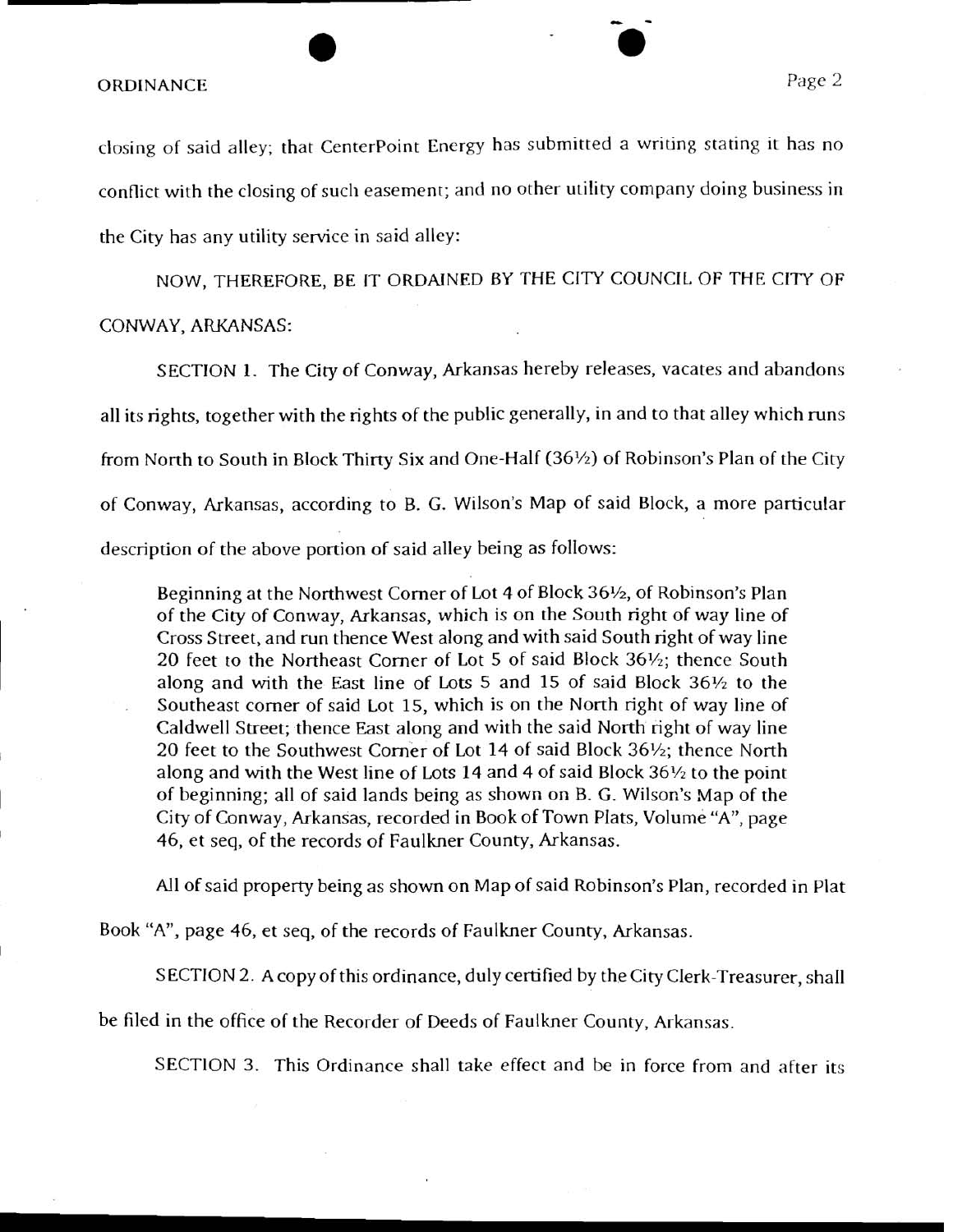closing of said alley; that CenterPoint Energy has submitted a writing stating it has no conflict with the closing of such easement; and no other utility company doing business in the City has any utility service in said alley:

NOW, THEREFORE, BE IT ORDAINED BY THE CITY COUNCIL OF THE CITY OF CONWAY, ARKANSAS:

SECTION 1. The City of Conway, Arkansas hereby releases, vacates and abandons all its rights, together with the rights of the public generally, in and to that alley which runs from North to South in Block Thirty Six and One-Half (36½) of Robinson's Plan of the City of Conway, Arkansas, according to B. G. Wilson's Map of said Block, a more particular description of the above portion of said alley being as follows:

> Beginning at the Northwest Corner of Lot 4 of Block 36½, of Robinson's Plan of the City of Conway, Arkansas, which is on the South right of way line of Cross Street, and run thence West along and with said South right of way line 20 feet to the Northeast Corner of Lot 5 of said Block 36½; thence South along and with the East line of Lots 5 and 15 of said Block 36½ to the Southeast corner of said Lot 15, which is on the North right of way line of Caldwell Street; thence East along and with the said North right of way line 20 feet to the Southwest Corner of Lot 14 of said Block 36½; thence North along and with the West line of Lots 14 and 4 of said Block 36½ to the point of beginning; all of said lands being as shown on B. G. Wilson's Map of the City of Conway, Arkansas, recorded in Book of Town Plats, Volume "A", page 46, et seq, of the records of Faulkner County, Arkansas.

All of said property being as shown on Map of said Robinson's Plan, recorded in Plat Book "A", page 46, et seq, of the records of Faulkner County, Arkansas.

SECTION 2. A copy of this ordinance, duly certified by the City Clerk-Treasurer, shall be filed in the office of the Recorder of Deeds of Faulkner County, Arkansas.

SECTION 3. This Ordinance shall take effect and be in force from and after its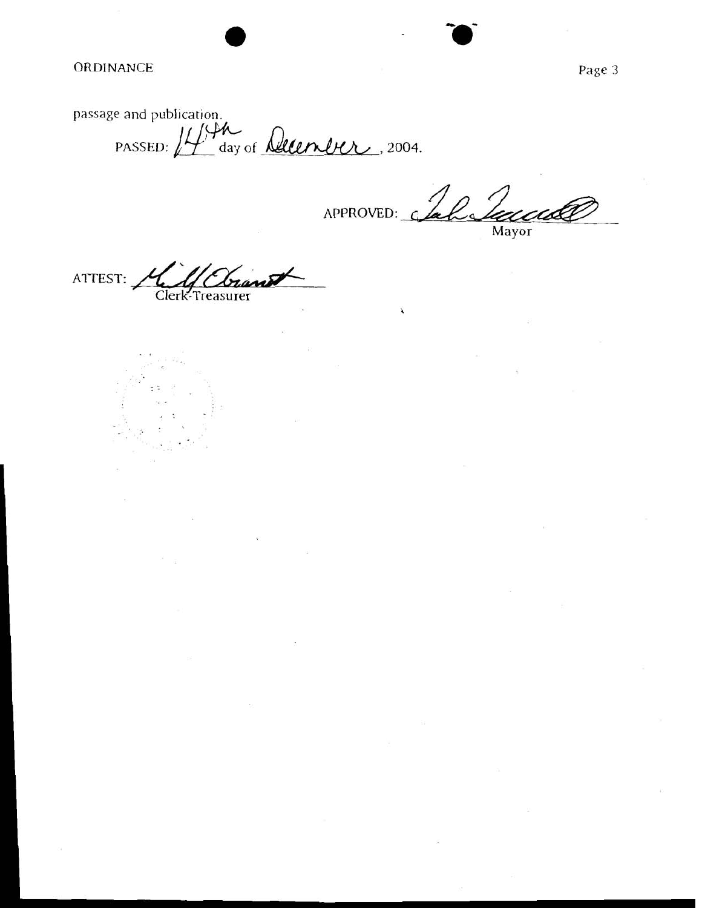passage and publication.

PASSED: 14th day of December, 2004.

APPROVED: ____________________
Mayor

ATTEST: ____________________
Clerk-Treasurer